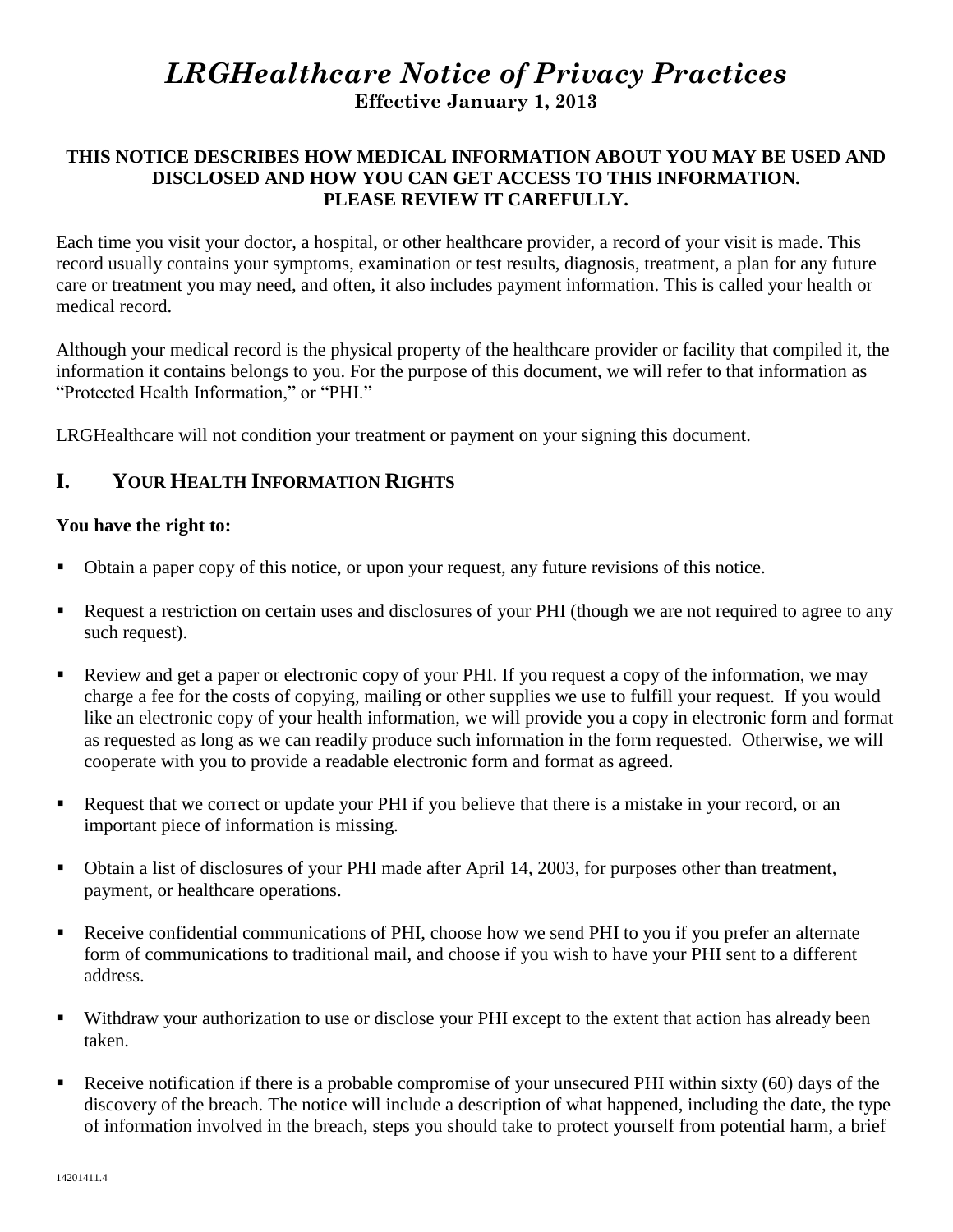# *LRGHealthcare Notice of Privacy Practices*

**Effective January 1, 2013**

**THIS NOTICE DESCRIBES HOW MEDICAL INFORMATION ABOUT YOU MAY BE USED AND DISCLOSED AND HOW YOU CAN GET ACCESS TO THIS INFORMATION. PLEASE REVIEW IT CAREFULLY.**

Each time you visit your doctor, a hospital, or other healthcare provider, a record of your visit is made. This record usually contains your symptoms, examination or test results, diagnosis, treatment, a plan for any future care or treatment you may need, and often, it also includes payment information. This is called your health or medical record.

Although your medical record is the physical property of the healthcare provider or facility that compiled it, the information it contains belongs to you. For the purpose of this document, we will refer to that information as "Protected Health Information," or "PHI."

LRGHealthcare will not condition your treatment or payment on your signing this document.

## I. YOUR HEALTH INFORMATION RIGHTS

**You have the right to:**

- Obtain a paper copy of this notice, or upon your request, any future revisions of this notice.
- Request a restriction on certain uses and disclosures of your PHI (though we are not required to agree to any such request).
- Review and get a paper or electronic copy of your PHI. If you request a copy of the information, we may charge a fee for the costs of copying, mailing or other supplies we use to fulfill your request. If you would like an electronic copy of your health information, we will provide you a copy in electronic form and format as requested as long as we can readily produce such information in the form requested. Otherwise, we will cooperate with you to provide a readable electronic form and format as agreed.
- Request that we correct or update your PHI if you believe that there is a mistake in your record, or an important piece of information is missing.
- Obtain a list of disclosures of your PHI made after April 14, 2003, for purposes other than treatment, payment, or healthcare operations.
- Receive confidential communications of PHI, choose how we send PHI to you if you prefer an alternate form of communications to traditional mail, and choose if you wish to have your PHI sent to a different address.
- Withdraw your authorization to use or disclose your PHI except to the extent that action has already been taken.
- Receive notification if there is a probable compromise of your unsecured PHI within sixty (60) days of the discovery of the breach. The notice will include a description of what happened, including the date, the type of information involved in the breach, steps you should take to protect yourself from potential harm, a brief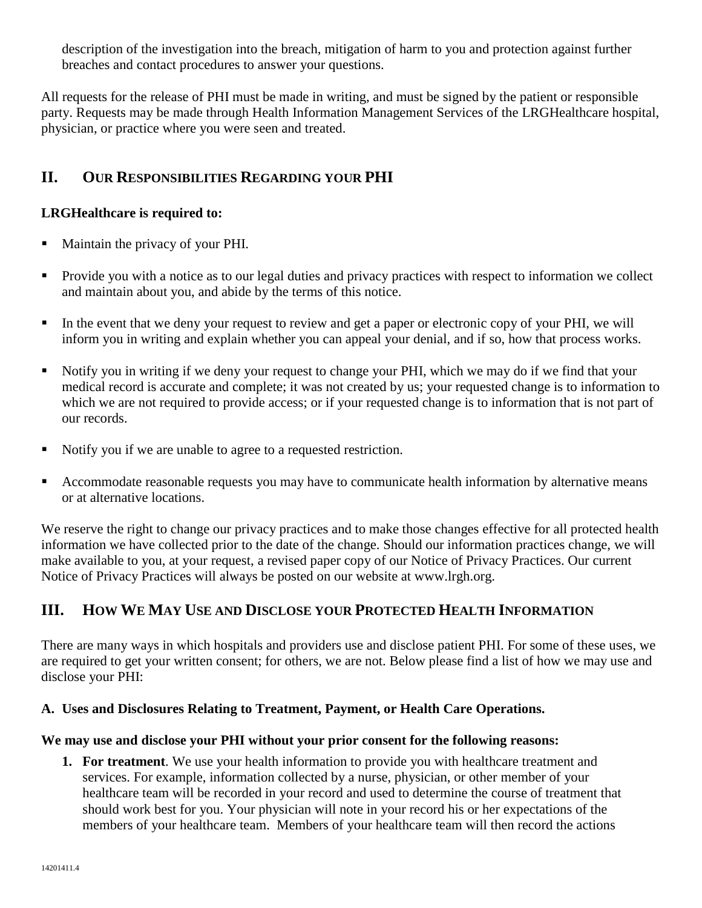description of the investigation into the breach, mitigation of harm to you and protection against further breaches and contact procedures to answer your questions.

All requests for the release of PHI must be made in writing, and must be signed by the patient or responsible party. Requests may be made through Health Information Management Services of the LRGHealthcare hospital, physician, or practice where you were seen and treated.

## II. OUR RESPONSIBILITIES REGARDING YOUR PHI

**LRGHealthcare is required to:**

- Maintain the privacy of your PHI.
- Provide you with a notice as to our legal duties and privacy practices with respect to information we collect and maintain about you, and abide by the terms of this notice.
- In the event that we deny your request to review and get a paper or electronic copy of your PHI, we will inform you in writing and explain whether you can appeal your denial, and if so, how that process works.
- Notify you in writing if we deny your request to change your PHI, which we may do if we find that your medical record is accurate and complete; it was not created by us; your requested change is to information to which we are not required to provide access; or if your requested change is to information that is not part of our records.
- Notify you if we are unable to agree to a requested restriction.
- Accommodate reasonable requests you may have to communicate health information by alternative means or at alternative locations.

We reserve the right to change our privacy practices and to make those changes effective for all protected health information we have collected prior to the date of the change. Should our information practices change, we will make available to you, at your request, a revised paper copy of our Notice of Privacy Practices. Our current Notice of Privacy Practices will always be posted on our website at www.lrgh.org.

## III. HOW WE MAY USE AND DISCLOSE YOUR PROTECTED HEALTH INFORMATION

There are many ways in which hospitals and providers use and disclose patient PHI. For some of these uses, we are required to get your written consent; for others, we are not. Below please find a list of how we may use and disclose your PHI:

### A. Uses and Disclosures Relating to Treatment, Payment, or Health Care Operations.

**We may use and disclose your PHI without your prior consent for the following reasons:**

1. **For treatment**. We use your health information to provide you with healthcare treatment and services. For example, information collected by a nurse, physician, or other member of your healthcare team will be recorded in your record and used to determine the course of treatment that should work best for you. Your physician will note in your record his or her expectations of the members of your healthcare team. Members of your healthcare team will then record the actions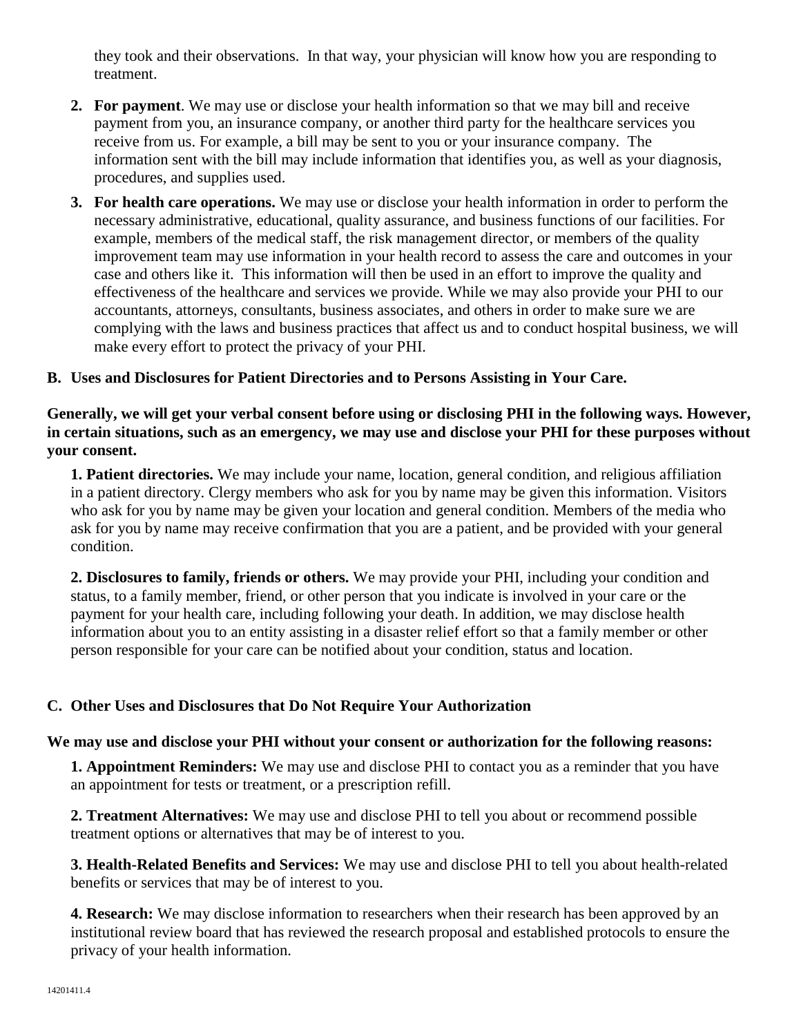they took and their observations. In that way, your physician will know how you are responding to treatment.

2. **For payment**. We may use or disclose your health information so that we may bill and receive payment from you, an insurance company, or another third party for the healthcare services you receive from us. For example, a bill may be sent to you or your insurance company. The information sent with the bill may include information that identifies you, as well as your diagnosis, procedures, and supplies used.

3. **For health care operations.** We may use or disclose your health information in order to perform the necessary administrative, educational, quality assurance, and business functions of our facilities. For example, members of the medical staff, the risk management director, or members of the quality improvement team may use information in your health record to assess the care and outcomes in your case and others like it. This information will then be used in an effort to improve the quality and effectiveness of the healthcare and services we provide. While we may also provide your PHI to our accountants, attorneys, consultants, business associates, and others in order to make sure we are complying with the laws and business practices that affect us and to conduct hospital business, we will make every effort to protect the privacy of your PHI.

## B. Uses and Disclosures for Patient Directories and to Persons Assisting in Your Care.

**Generally, we will get your verbal consent before using or disclosing PHI in the following ways. However, in certain situations, such as an emergency, we may use and disclose your PHI for these purposes without your consent.**

**1. Patient directories.** We may include your name, location, general condition, and religious affiliation in a patient directory. Clergy members who ask for you by name may be given this information. Visitors who ask for you by name may be given your location and general condition. Members of the media who ask for you by name may receive confirmation that you are a patient, and be provided with your general condition.

**2. Disclosures to family, friends or others.** We may provide your PHI, including your condition and status, to a family member, friend, or other person that you indicate is involved in your care or the payment for your health care, including following your death. In addition, we may disclose health information about you to an entity assisting in a disaster relief effort so that a family member or other person responsible for your care can be notified about your condition, status and location.

## C. Other Uses and Disclosures that Do Not Require Your Authorization

**We may use and disclose your PHI without your consent or authorization for the following reasons:**

**1. Appointment Reminders:** We may use and disclose PHI to contact you as a reminder that you have an appointment for tests or treatment, or a prescription refill.

**2. Treatment Alternatives:** We may use and disclose PHI to tell you about or recommend possible treatment options or alternatives that may be of interest to you.

**3. Health-Related Benefits and Services:** We may use and disclose PHI to tell you about health-related benefits or services that may be of interest to you.

**4. Research:** We may disclose information to researchers when their research has been approved by an institutional review board that has reviewed the research proposal and established protocols to ensure the privacy of your health information.

14201411.4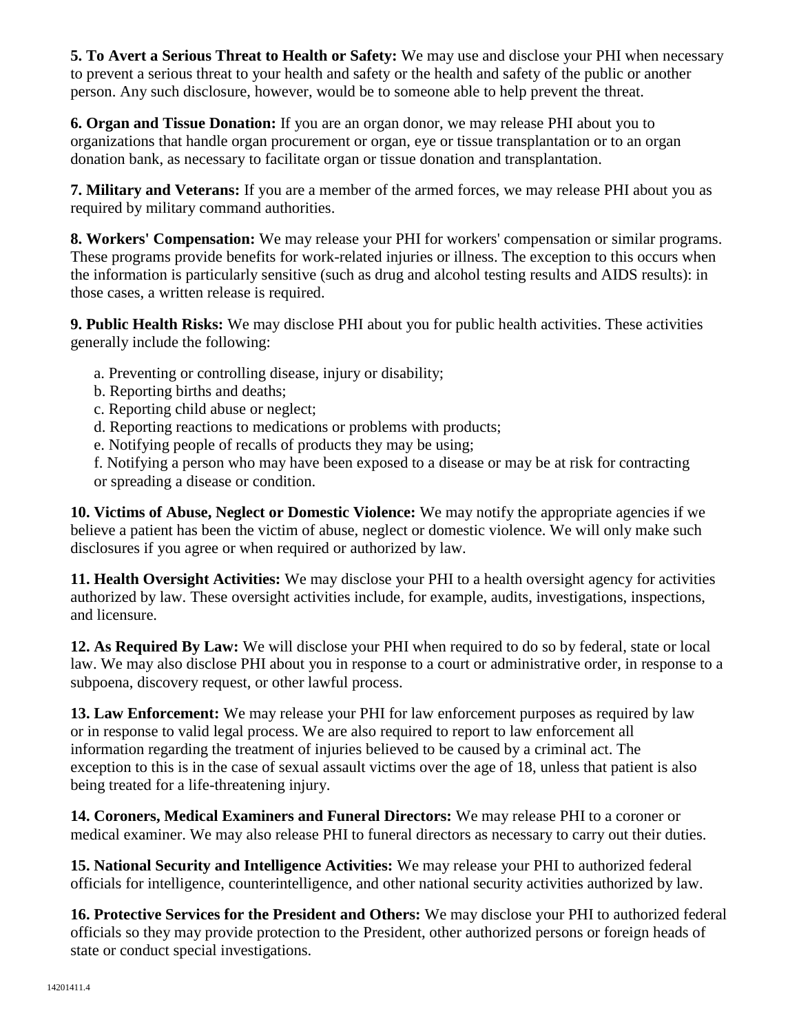**5. To Avert a Serious Threat to Health or Safety:** We may use and disclose your PHI when necessary to prevent a serious threat to your health and safety or the health and safety of the public or another person. Any such disclosure, however, would be to someone able to help prevent the threat.

**6. Organ and Tissue Donation:** If you are an organ donor, we may release PHI about you to organizations that handle organ procurement or organ, eye or tissue transplantation or to an organ donation bank, as necessary to facilitate organ or tissue donation and transplantation.

**7. Military and Veterans:** If you are a member of the armed forces, we may release PHI about you as required by military command authorities.

**8. Workers' Compensation:** We may release your PHI for workers' compensation or similar programs. These programs provide benefits for work-related injuries or illness. The exception to this occurs when the information is particularly sensitive (such as drug and alcohol testing results and AIDS results): in those cases, a written release is required.

**9. Public Health Risks:** We may disclose PHI about you for public health activities. These activities generally include the following:

a. Preventing or controlling disease, injury or disability;
b. Reporting births and deaths;
c. Reporting child abuse or neglect;
d. Reporting reactions to medications or problems with products;
e. Notifying people of recalls of products they may be using;
f. Notifying a person who may have been exposed to a disease or may be at risk for contracting or spreading a disease or condition.

**10. Victims of Abuse, Neglect or Domestic Violence:** We may notify the appropriate agencies if we believe a patient has been the victim of abuse, neglect or domestic violence. We will only make such disclosures if you agree or when required or authorized by law.

**11. Health Oversight Activities:** We may disclose your PHI to a health oversight agency for activities authorized by law. These oversight activities include, for example, audits, investigations, inspections, and licensure.

**12. As Required By Law:** We will disclose your PHI when required to do so by federal, state or local law. We may also disclose PHI about you in response to a court or administrative order, in response to a subpoena, discovery request, or other lawful process.

**13. Law Enforcement:** We may release your PHI for law enforcement purposes as required by law or in response to valid legal process. We are also required to report to law enforcement all information regarding the treatment of injuries believed to be caused by a criminal act. The exception to this is in the case of sexual assault victims over the age of 18, unless that patient is also being treated for a life-threatening injury.

**14. Coroners, Medical Examiners and Funeral Directors:** We may release PHI to a coroner or medical examiner. We may also release PHI to funeral directors as necessary to carry out their duties.

**15. National Security and Intelligence Activities:** We may release your PHI to authorized federal officials for intelligence, counterintelligence, and other national security activities authorized by law.

**16. Protective Services for the President and Others:** We may disclose your PHI to authorized federal officials so they may provide protection to the President, other authorized persons or foreign heads of state or conduct special investigations.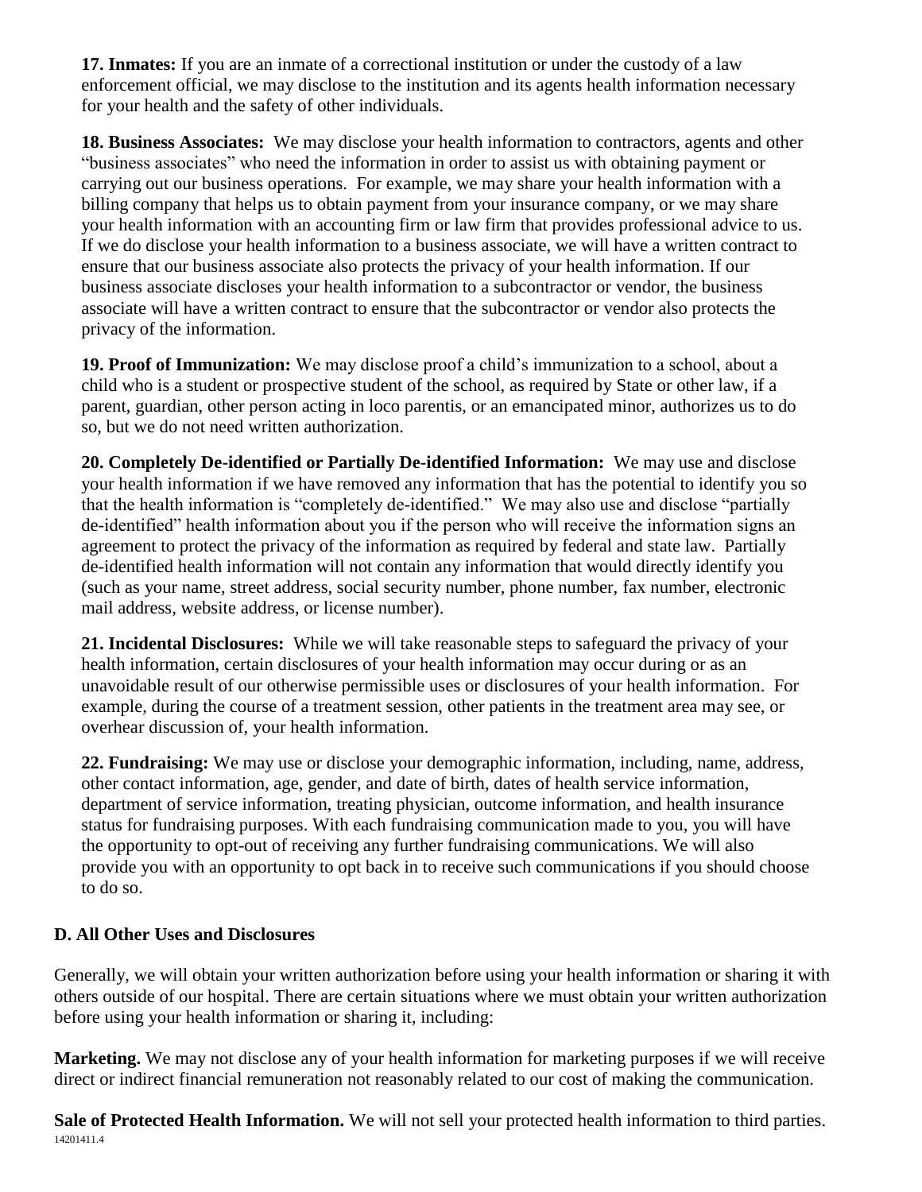**17. Inmates:** If you are an inmate of a correctional institution or under the custody of a law enforcement official, we may disclose to the institution and its agents health information necessary for your health and the safety of other individuals.

**18. Business Associates:** We may disclose your health information to contractors, agents and other "business associates" who need the information in order to assist us with obtaining payment or carrying out our business operations. For example, we may share your health information with a billing company that helps us to obtain payment from your insurance company, or we may share your health information with an accounting firm or law firm that provides professional advice to us. If we do disclose your health information to a business associate, we will have a written contract to ensure that our business associate also protects the privacy of your health information. If our business associate discloses your health information to a subcontractor or vendor, the business associate will have a written contract to ensure that the subcontractor or vendor also protects the privacy of the information.

**19. Proof of Immunization:** We may disclose proof a child's immunization to a school, about a child who is a student or prospective student of the school, as required by State or other law, if a parent, guardian, other person acting in loco parentis, or an emancipated minor, authorizes us to do so, but we do not need written authorization.

**20. Completely De-identified or Partially De-identified Information:** We may use and disclose your health information if we have removed any information that has the potential to identify you so that the health information is "completely de-identified." We may also use and disclose "partially de-identified" health information about you if the person who will receive the information signs an agreement to protect the privacy of the information as required by federal and state law. Partially de-identified health information will not contain any information that would directly identify you (such as your name, street address, social security number, phone number, fax number, electronic mail address, website address, or license number).

**21. Incidental Disclosures:** While we will take reasonable steps to safeguard the privacy of your health information, certain disclosures of your health information may occur during or as an unavoidable result of our otherwise permissible uses or disclosures of your health information. For example, during the course of a treatment session, other patients in the treatment area may see, or overhear discussion of, your health information.

**22. Fundraising:** We may use or disclose your demographic information, including, name, address, other contact information, age, gender, and date of birth, dates of health service information, department of service information, treating physician, outcome information, and health insurance status for fundraising purposes. With each fundraising communication made to you, you will have the opportunity to opt-out of receiving any further fundraising communications. We will also provide you with an opportunity to opt back in to receive such communications if you should choose to do so.

### D. All Other Uses and Disclosures

Generally, we will obtain your written authorization before using your health information or sharing it with others outside of our hospital. There are certain situations where we must obtain your written authorization before using your health information or sharing it, including:

**Marketing.** We may not disclose any of your health information for marketing purposes if we will receive direct or indirect financial remuneration not reasonably related to our cost of making the communication.

**Sale of Protected Health Information.** We will not sell your protected health information to third parties.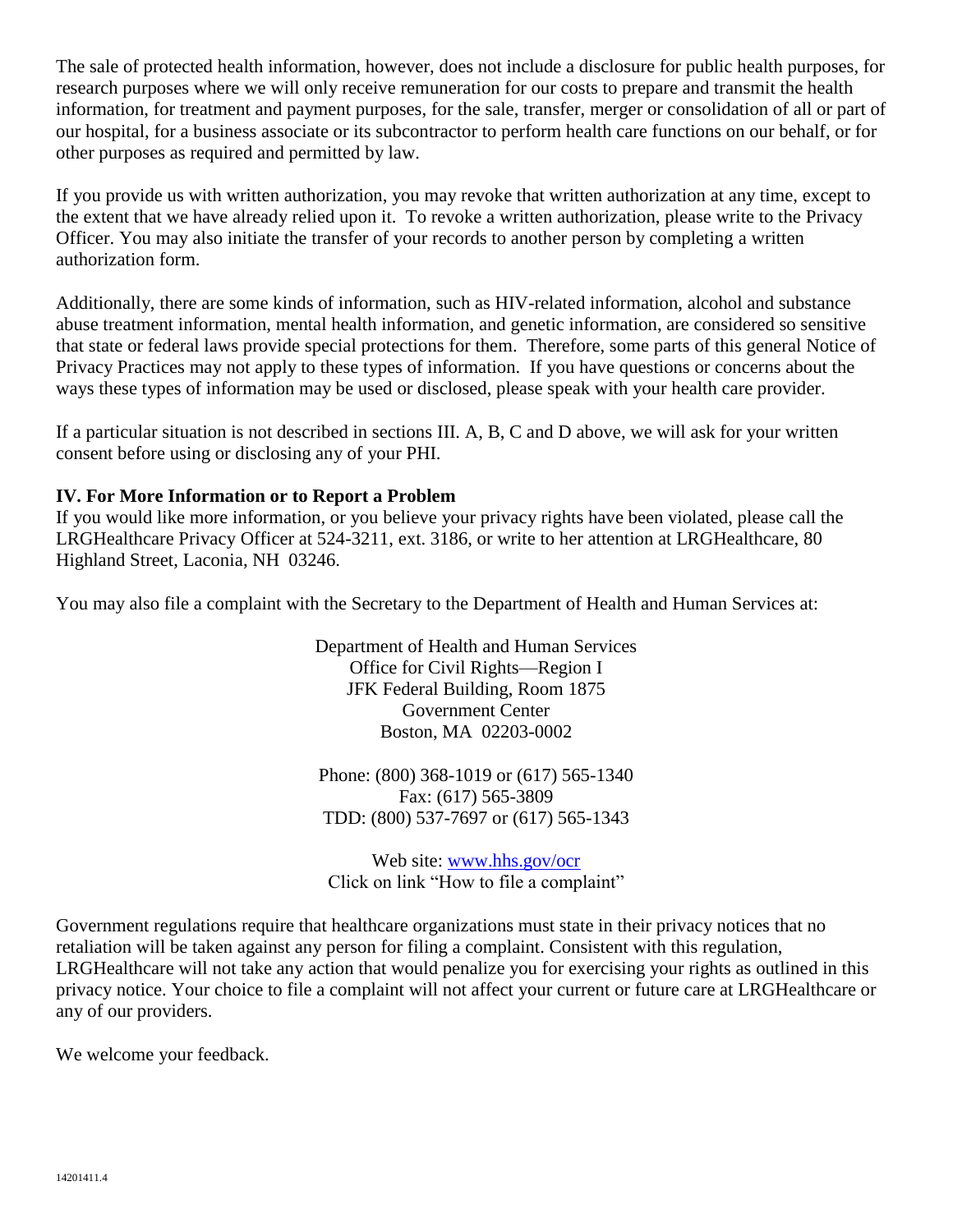The sale of protected health information, however, does not include a disclosure for public health purposes, for research purposes where we will only receive remuneration for our costs to prepare and transmit the health information, for treatment and payment purposes, for the sale, transfer, merger or consolidation of all or part of our hospital, for a business associate or its subcontractor to perform health care functions on our behalf, or for other purposes as required and permitted by law.

If you provide us with written authorization, you may revoke that written authorization at any time, except to the extent that we have already relied upon it. To revoke a written authorization, please write to the Privacy Officer. You may also initiate the transfer of your records to another person by completing a written authorization form.

Additionally, there are some kinds of information, such as HIV-related information, alcohol and substance abuse treatment information, mental health information, and genetic information, are considered so sensitive that state or federal laws provide special protections for them. Therefore, some parts of this general Notice of Privacy Practices may not apply to these types of information. If you have questions or concerns about the ways these types of information may be used or disclosed, please speak with your health care provider.

If a particular situation is not described in sections III. A, B, C and D above, we will ask for your written consent before using or disclosing any of your PHI.

**IV. For More Information or to Report a Problem**

If you would like more information, or you believe your privacy rights have been violated, please call the LRGHealthcare Privacy Officer at 524-3211, ext. 3186, or write to her attention at LRGHealthcare, 80 Highland Street, Laconia, NH 03246.

You may also file a complaint with the Secretary to the Department of Health and Human Services at:

Department of Health and Human Services
Office for Civil Rights—Region I
JFK Federal Building, Room 1875
Government Center
Boston, MA 02203-0002

Phone: (800) 368-1019 or (617) 565-1340
Fax: (617) 565-3809
TDD: (800) 537-7697 or (617) 565-1343

Web site: [www.hhs.gov/ocr](http://www.hhs.gov/ocr)
Click on link "How to file a complaint"

Government regulations require that healthcare organizations must state in their privacy notices that no retaliation will be taken against any person for filing a complaint. Consistent with this regulation, LRGHealthcare will not take any action that would penalize you for exercising your rights as outlined in this privacy notice. Your choice to file a complaint will not affect your current or future care at LRGHealthcare or any of our providers.

We welcome your feedback.

14201411.4